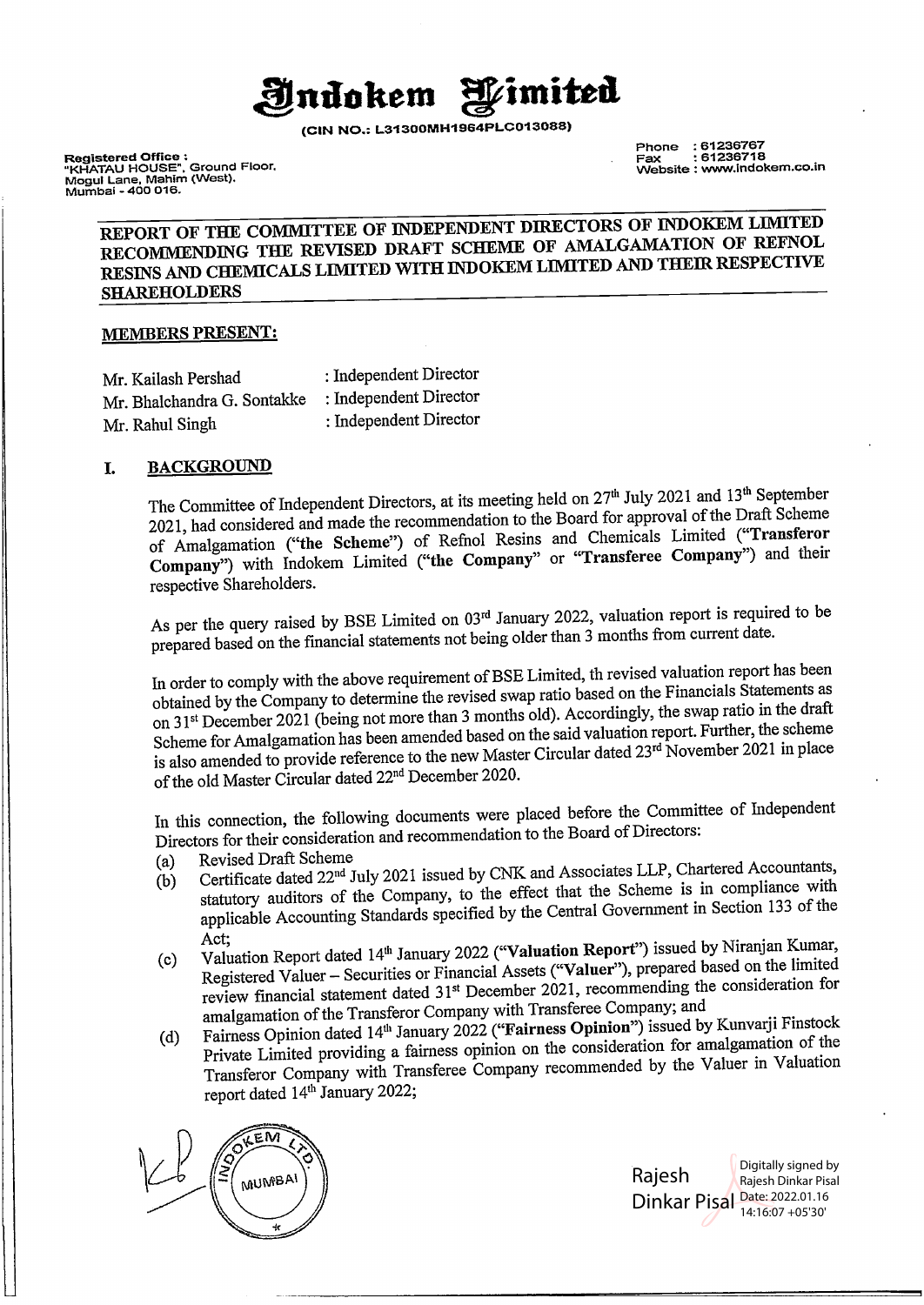# Indokem Limited

**(CIN NO.: L31300MH1964PLC013088)**

Registered Office :
"KHATAU HOUSE", Ground Floor,
Mogul Lane, Mahim (West),
Mumbai - 400 016.

Phone : 61236767
Fax : 61236718
Website : www.indokem.co.in

## REPORT OF THE COMMITTEE OF INDEPENDENT DIRECTORS OF INDOKEM LIMITED RECOMMENDING THE REVISED DRAFT SCHEME OF AMALGAMATION OF REFNOL RESINS AND CHEMICALS LIMITED WITH INDOKEM LIMITED AND THEIR RESPECTIVE SHAREHOLDERS

### MEMBERS PRESENT:

| | |
|---|---|
| Mr. Kailash Pershad | : Independent Director |
| Mr. Bhalchandra G. Sontakke | : Independent Director |
| Mr. Rahul Singh | : Independent Director |

### I. BACKGROUND

The Committee of Independent Directors, at its meeting held on 27th July 2021 and 13th September 2021, had considered and made the recommendation to the Board for approval of the Draft Scheme of Amalgamation (**"the Scheme"**) of Refnol Resins and Chemicals Limited (**"Transferor Company"**) with Indokem Limited (**"the Company"** or **"Transferee Company"**) and their respective Shareholders.

As per the query raised by BSE Limited on 03rd January 2022, valuation report is required to be prepared based on the financial statements not being older than 3 months from current date.

In order to comply with the above requirement of BSE Limited, th revised valuation report has been obtained by the Company to determine the revised swap ratio based on the Financials Statements as on 31st December 2021 (being not more than 3 months old). Accordingly, the swap ratio in the draft Scheme for Amalgamation has been amended based on the said valuation report. Further, the scheme is also amended to provide reference to the new Master Circular dated 23rd November 2021 in place of the old Master Circular dated 22nd December 2020.

In this connection, the following documents were placed before the Committee of Independent Directors for their consideration and recommendation to the Board of Directors:

(a) Revised Draft Scheme

(b) Certificate dated 22nd July 2021 issued by CNK and Associates LLP, Chartered Accountants, statutory auditors of the Company, to the effect that the Scheme is in compliance with applicable Accounting Standards specified by the Central Government in Section 133 of the Act;

(c) Valuation Report dated 14th January 2022 (**"Valuation Report"**) issued by Niranjan Kumar, Registered Valuer – Securities or Financial Assets (**"Valuer"**), prepared based on the limited review financial statement dated 31st December 2021, recommending the consideration for amalgamation of the Transferor Company with Transferee Company; and

(d) Fairness Opinion dated 14th January 2022 (**"Fairness Opinion"**) issued by Kunvarji Finstock Private Limited providing a fairness opinion on the consideration for amalgamation of the Transferor Company with Transferee Company recommended by the Valuer in Valuation report dated 14th January 2022;

Rajesh Dinkar Pisal — Digitally signed by Rajesh Dinkar Pisal Date: 2022.01.16 14:16:07 +05'30'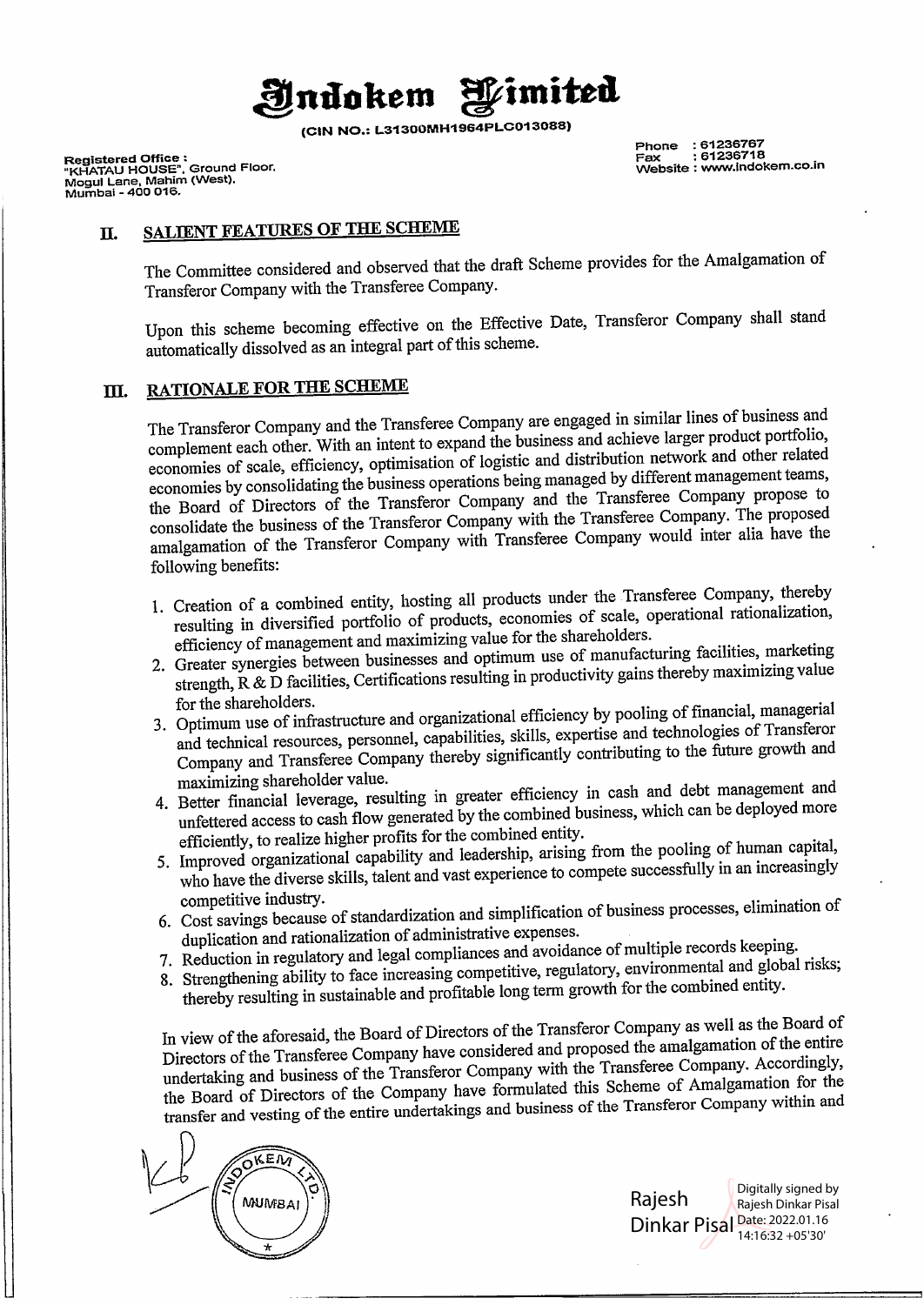# Indokem Limited

(CIN NO.: L31300MH1964PLC013088)

Registered Office :
"KHATAU HOUSE", Ground Floor,
Mogul Lane, Mahim (West),
Mumbai - 400 016.

Phone : 61236767
Fax : 61236718
Website : www.indokem.co.in

## II. SALIENT FEATURES OF THE SCHEME

The Committee considered and observed that the draft Scheme provides for the Amalgamation of Transferor Company with the Transferee Company.

Upon this scheme becoming effective on the Effective Date, Transferor Company shall stand automatically dissolved as an integral part of this scheme.

## III. RATIONALE FOR THE SCHEME

The Transferor Company and the Transferee Company are engaged in similar lines of business and complement each other. With an intent to expand the business and achieve larger product portfolio, economies of scale, efficiency, optimisation of logistic and distribution network and other related economies by consolidating the business operations being managed by different management teams, the Board of Directors of the Transferor Company and the Transferee Company propose to consolidate the business of the Transferor Company with the Transferee Company. The proposed amalgamation of the Transferor Company with Transferee Company would inter alia have the following benefits:

1. Creation of a combined entity, hosting all products under the Transferee Company, thereby resulting in diversified portfolio of products, economies of scale, operational rationalization, efficiency of management and maximizing value for the shareholders.
2. Greater synergies between businesses and optimum use of manufacturing facilities, marketing strength, R & D facilities, Certifications resulting in productivity gains thereby maximizing value for the shareholders.
3. Optimum use of infrastructure and organizational efficiency by pooling of financial, managerial and technical resources, personnel, capabilities, skills, expertise and technologies of Transferor Company and Transferee Company thereby significantly contributing to the future growth and maximizing shareholder value.
4. Better financial leverage, resulting in greater efficiency in cash and debt management and unfettered access to cash flow generated by the combined business, which can be deployed more efficiently, to realize higher profits for the combined entity.
5. Improved organizational capability and leadership, arising from the pooling of human capital, who have the diverse skills, talent and vast experience to compete successfully in an increasingly competitive industry.
6. Cost savings because of standardization and simplification of business processes, elimination of duplication and rationalization of administrative expenses.
7. Reduction in regulatory and legal compliances and avoidance of multiple records keeping.
8. Strengthening ability to face increasing competitive, regulatory, environmental and global risks; thereby resulting in sustainable and profitable long term growth for the combined entity.

In view of the aforesaid, the Board of Directors of the Transferor Company as well as the Board of Directors of the Transferee Company have considered and proposed the amalgamation of the entire undertaking and business of the Transferor Company with the Transferee Company. Accordingly, the Board of Directors of the Company have formulated this Scheme of Amalgamation for the transfer and vesting of the entire undertakings and business of the Transferor Company within and

INDOKEM LTD. MUMBAI

Rajesh Dinkar Pisal
Digitally signed by Rajesh Dinkar Pisal
Date: 2022.01.16 14:16:32 +05'30'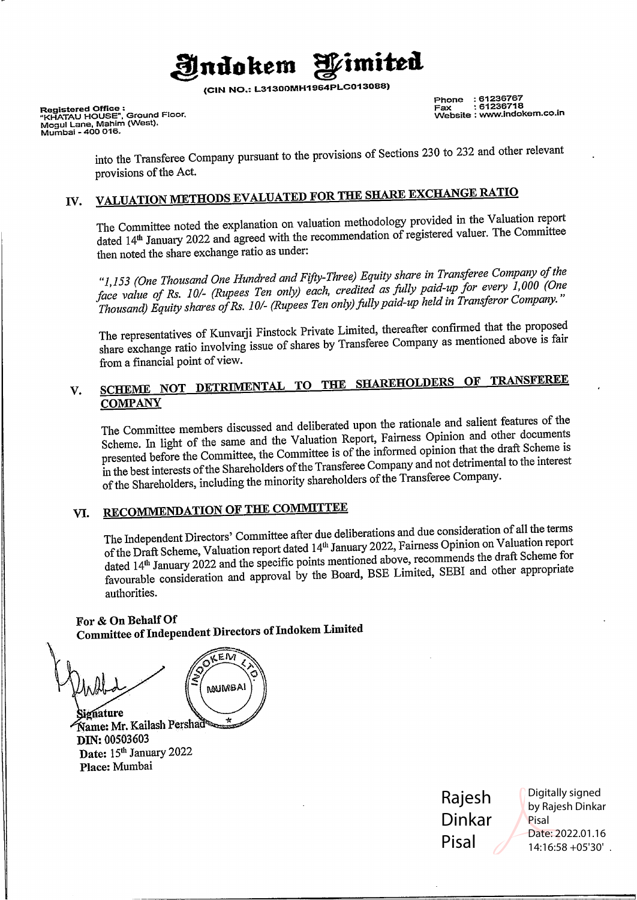into the Transferee Company pursuant to the provisions of Sections 230 to 232 and other relevant provisions of the Act.

## IV. VALUATION METHODS EVALUATED FOR THE SHARE EXCHANGE RATIO

The Committee noted the explanation on valuation methodology provided in the Valuation report dated 14th January 2022 and agreed with the recommendation of registered valuer. The Committee then noted the share exchange ratio as under:

*"1,153 (One Thousand One Hundred and Fifty-Three) Equity share in Transferee Company of the face value of Rs. 10/- (Rupees Ten only) each, credited as fully paid-up for every 1,000 (One Thousand) Equity shares of Rs. 10/- (Rupees Ten only) fully paid-up held in Transferor Company."*

The representatives of Kunvarji Finstock Private Limited, thereafter confirmed that the proposed share exchange ratio involving issue of shares by Transferee Company as mentioned above is fair from a financial point of view.

## V. SCHEME NOT DETRIMENTAL TO THE SHAREHOLDERS OF TRANSFEREE COMPANY

The Committee members discussed and deliberated upon the rationale and salient features of the Scheme. In light of the same and the Valuation Report, Fairness Opinion and other documents presented before the Committee, the Committee is of the informed opinion that the draft Scheme is in the best interests of the Shareholders of the Transferee Company and not detrimental to the interest of the Shareholders, including the minority shareholders of the Transferee Company.

## VI. RECOMMENDATION OF THE COMMITTEE

The Independent Directors' Committee after due deliberations and due consideration of all the terms of the Draft Scheme, Valuation report dated 14th January 2022, Fairness Opinion on Valuation report dated 14th January 2022 and the specific points mentioned above, recommends the draft Scheme for favourable consideration and approval by the Board, BSE Limited, SEBI and other appropriate authorities.

**For & On Behalf Of**
**Committee of Independent Directors of Indokem Limited**

**Signature**
**Name:** Mr. Kailash Pershad
**DIN:** 00503603
**Date:** 15th January 2022
**Place:** Mumbai

Rajesh Dinkar Pisal — Digitally signed by Rajesh Dinkar Pisal Date: 2022.01.16 14:16:58 +05'30'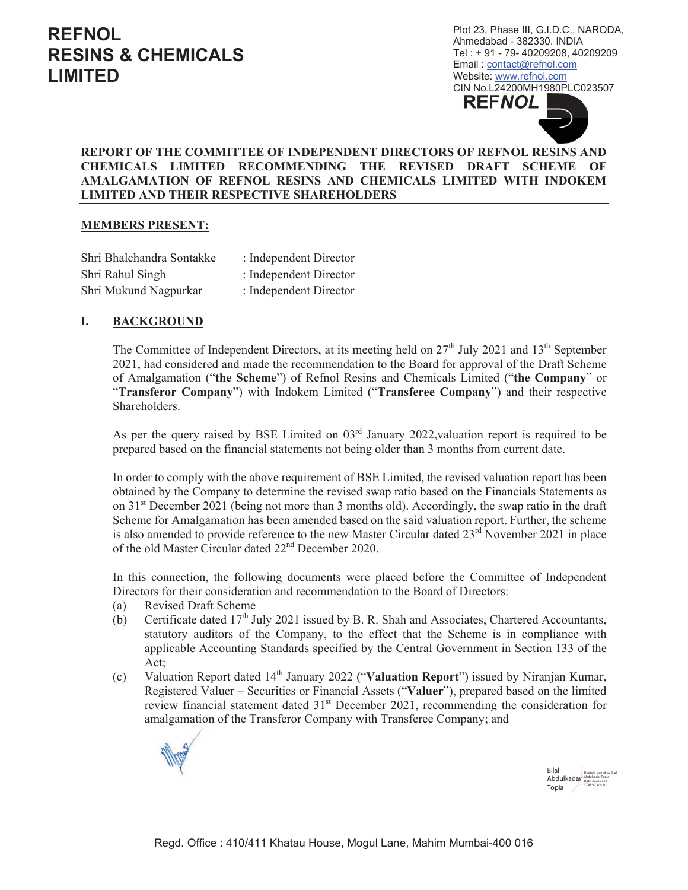# REFNOL RESINS & CHEMICALS LIMITED

Plot 23, Phase III, G.I.D.C., NARODA,
Ahmedabad - 382330. INDIA
Tel : + 91 - 79- 40209208, 40209209
Email : contact@refnol.com
Website: www.refnol.com
CIN No.L24200MH1980PLC023507

**REPORT OF THE COMMITTEE OF INDEPENDENT DIRECTORS OF REFNOL RESINS AND CHEMICALS LIMITED RECOMMENDING THE REVISED DRAFT SCHEME OF AMALGAMATION OF REFNOL RESINS AND CHEMICALS LIMITED WITH INDOKEM LIMITED AND THEIR RESPECTIVE SHAREHOLDERS**

**MEMBERS PRESENT:**

| | |
|---|---|
| Shri Bhalchandra Sontakke | : Independent Director |
| Shri Rahul Singh | : Independent Director |
| Shri Mukund Nagpurkar | : Independent Director |

## I. BACKGROUND

The Committee of Independent Directors, at its meeting held on 27th July 2021 and 13th September 2021, had considered and made the recommendation to the Board for approval of the Draft Scheme of Amalgamation ("**the Scheme**") of Refnol Resins and Chemicals Limited ("**the Company**" or "**Transferor Company**") with Indokem Limited ("**Transferee Company**") and their respective Shareholders.

As per the query raised by BSE Limited on 03rd January 2022,valuation report is required to be prepared based on the financial statements not being older than 3 months from current date.

In order to comply with the above requirement of BSE Limited, the revised valuation report has been obtained by the Company to determine the revised swap ratio based on the Financials Statements as on 31st December 2021 (being not more than 3 months old). Accordingly, the swap ratio in the draft Scheme for Amalgamation has been amended based on the said valuation report. Further, the scheme is also amended to provide reference to the new Master Circular dated 23rd November 2021 in place of the old Master Circular dated 22nd December 2020.

In this connection, the following documents were placed before the Committee of Independent Directors for their consideration and recommendation to the Board of Directors:

(a) Revised Draft Scheme

(b) Certificate dated 17th July 2021 issued by B. R. Shah and Associates, Chartered Accountants, statutory auditors of the Company, to the effect that the Scheme is in compliance with applicable Accounting Standards specified by the Central Government in Section 133 of the Act;

(c) Valuation Report dated 14th January 2022 ("**Valuation Report**") issued by Niranjan Kumar, Registered Valuer – Securities or Financial Assets ("**Valuer**"), prepared based on the limited review financial statement dated 31st December 2021, recommending the consideration for amalgamation of the Transferor Company with Transferee Company; and

Regd. Office : 410/411 Khatau House, Mogul Lane, Mahim Mumbai-400 016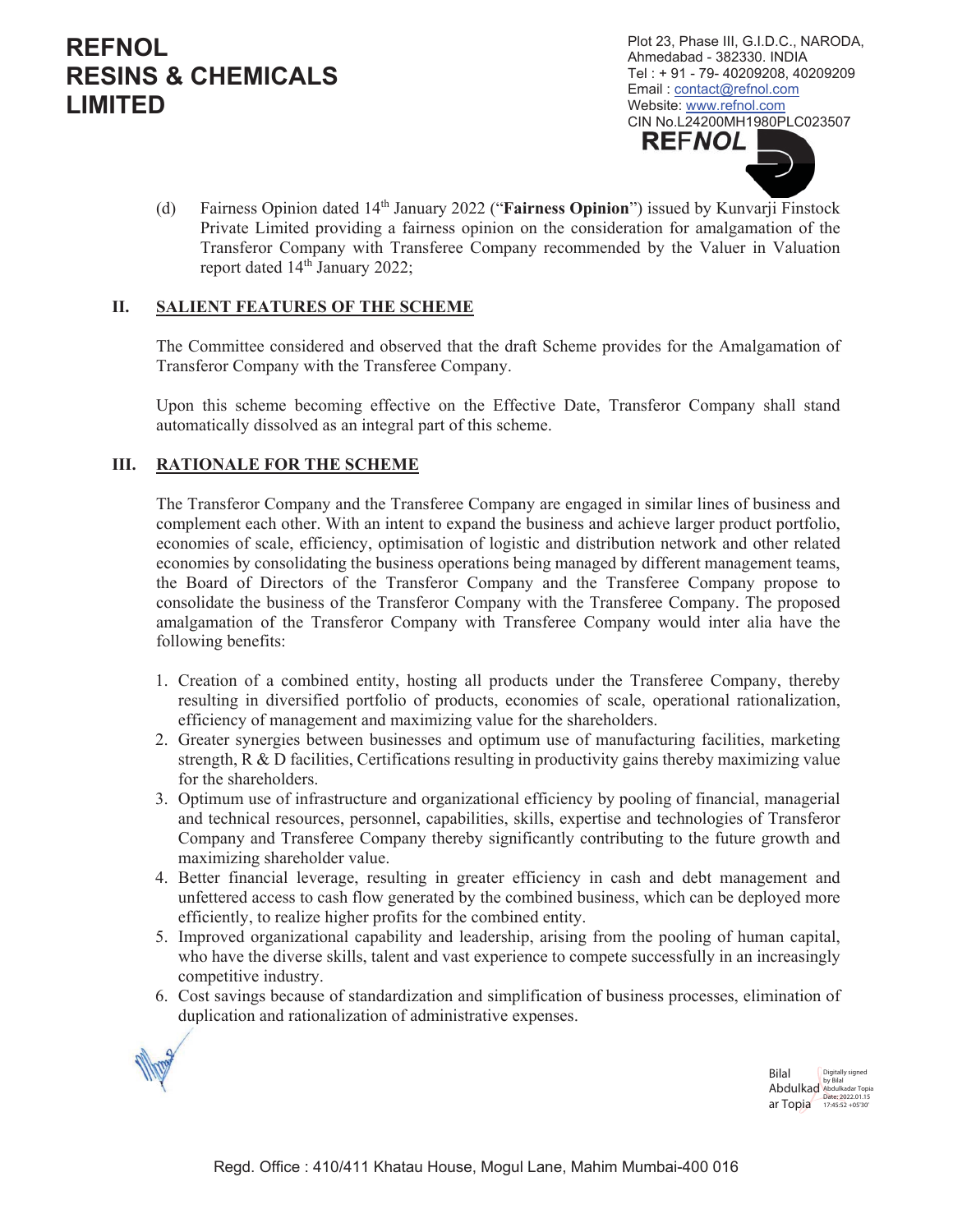(d) Fairness Opinion dated 14th January 2022 ("**Fairness Opinion**") issued by Kunvarji Finstock Private Limited providing a fairness opinion on the consideration for amalgamation of the Transferor Company with Transferee Company recommended by the Valuer in Valuation report dated 14th January 2022;

## II. SALIENT FEATURES OF THE SCHEME

The Committee considered and observed that the draft Scheme provides for the Amalgamation of Transferor Company with the Transferee Company.

Upon this scheme becoming effective on the Effective Date, Transferor Company shall stand automatically dissolved as an integral part of this scheme.

## III. RATIONALE FOR THE SCHEME

The Transferor Company and the Transferee Company are engaged in similar lines of business and complement each other. With an intent to expand the business and achieve larger product portfolio, economies of scale, efficiency, optimisation of logistic and distribution network and other related economies by consolidating the business operations being managed by different management teams, the Board of Directors of the Transferor Company and the Transferee Company propose to consolidate the business of the Transferor Company with the Transferee Company. The proposed amalgamation of the Transferor Company with Transferee Company would inter alia have the following benefits:

1. Creation of a combined entity, hosting all products under the Transferee Company, thereby resulting in diversified portfolio of products, economies of scale, operational rationalization, efficiency of management and maximizing value for the shareholders.
2. Greater synergies between businesses and optimum use of manufacturing facilities, marketing strength, R & D facilities, Certifications resulting in productivity gains thereby maximizing value for the shareholders.
3. Optimum use of infrastructure and organizational efficiency by pooling of financial, managerial and technical resources, personnel, capabilities, skills, expertise and technologies of Transferor Company and Transferee Company thereby significantly contributing to the future growth and maximizing shareholder value.
4. Better financial leverage, resulting in greater efficiency in cash and debt management and unfettered access to cash flow generated by the combined business, which can be deployed more efficiently, to realize higher profits for the combined entity.
5. Improved organizational capability and leadership, arising from the pooling of human capital, who have the diverse skills, talent and vast experience to compete successfully in an increasingly competitive industry.
6. Cost savings because of standardization and simplification of business processes, elimination of duplication and rationalization of administrative expenses.

Bilal Abdulkadar Topia
Digitally signed by Bilal Abdulkadar Topia
Date: 2022.01.15 17:45:52 +05'30'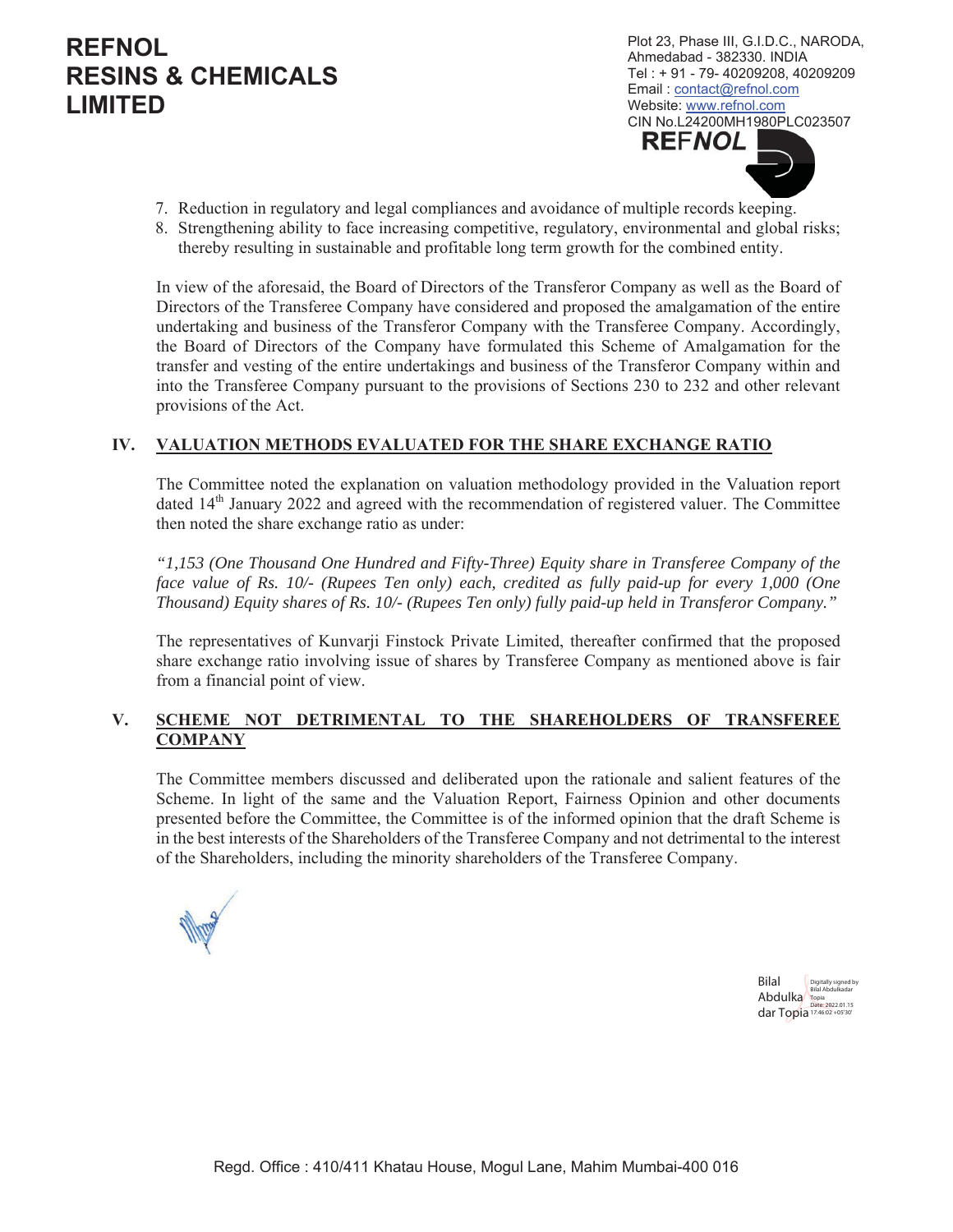7. Reduction in regulatory and legal compliances and avoidance of multiple records keeping.
8. Strengthening ability to face increasing competitive, regulatory, environmental and global risks; thereby resulting in sustainable and profitable long term growth for the combined entity.

In view of the aforesaid, the Board of Directors of the Transferor Company as well as the Board of Directors of the Transferee Company have considered and proposed the amalgamation of the entire undertaking and business of the Transferor Company with the Transferee Company. Accordingly, the Board of Directors of the Company have formulated this Scheme of Amalgamation for the transfer and vesting of the entire undertakings and business of the Transferor Company within and into the Transferee Company pursuant to the provisions of Sections 230 to 232 and other relevant provisions of the Act.

## IV. VALUATION METHODS EVALUATED FOR THE SHARE EXCHANGE RATIO

The Committee noted the explanation on valuation methodology provided in the Valuation report dated 14th January 2022 and agreed with the recommendation of registered valuer. The Committee then noted the share exchange ratio as under:

*"1,153 (One Thousand One Hundred and Fifty-Three) Equity share in Transferee Company of the face value of Rs. 10/- (Rupees Ten only) each, credited as fully paid-up for every 1,000 (One Thousand) Equity shares of Rs. 10/- (Rupees Ten only) fully paid-up held in Transferor Company."*

The representatives of Kunvarji Finstock Private Limited, thereafter confirmed that the proposed share exchange ratio involving issue of shares by Transferee Company as mentioned above is fair from a financial point of view.

## V. SCHEME NOT DETRIMENTAL TO THE SHAREHOLDERS OF TRANSFEREE COMPANY

The Committee members discussed and deliberated upon the rationale and salient features of the Scheme. In light of the same and the Valuation Report, Fairness Opinion and other documents presented before the Committee, the Committee is of the informed opinion that the draft Scheme is in the best interests of the Shareholders of the Transferee Company and not detrimental to the interest of the Shareholders, including the minority shareholders of the Transferee Company.

Bilal Abdulkadar Topia
Digitally signed by Bilal Abdulkadar Topia
Date: 2022.01.15 17:46:02 +05'30'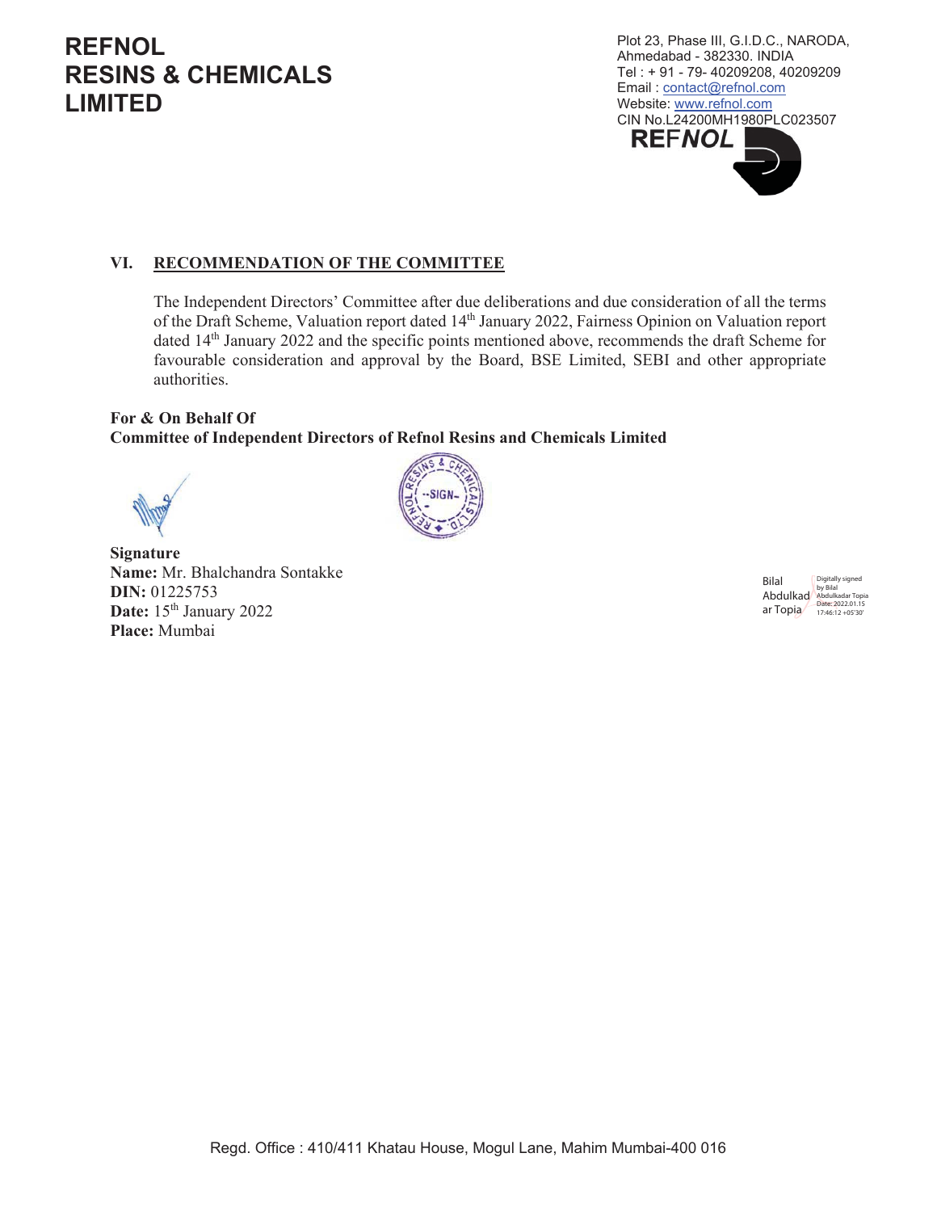# REFNOL RESINS & CHEMICALS LIMITED

Plot 23, Phase III, G.I.D.C., NARODA,
Ahmedabad - 382330. INDIA
Tel : + 91 - 79- 40209208, 40209209
Email : contact@refnol.com
Website: www.refnol.com
CIN No.L24200MH1980PLC023507

REFNOL

## VI. RECOMMENDATION OF THE COMMITTEE

The Independent Directors' Committee after due deliberations and due consideration of all the terms of the Draft Scheme, Valuation report dated 14th January 2022, Fairness Opinion on Valuation report dated 14th January 2022 and the specific points mentioned above, recommends the draft Scheme for favourable consideration and approval by the Board, BSE Limited, SEBI and other appropriate authorities.

**For & On Behalf Of**
**Committee of Independent Directors of Refnol Resins and Chemicals Limited**

**Signature**
**Name:** Mr. Bhalchandra Sontakke
**DIN:** 01225753
**Date:** 15th January 2022
**Place:** Mumbai

Bilal Abdulkadar Topia — Digitally signed by Bilal Abdulkadar Topia Date: 2022.01.15 17:46:12 +05'30'

Regd. Office : 410/411 Khatau House, Mogul Lane, Mahim Mumbai-400 016